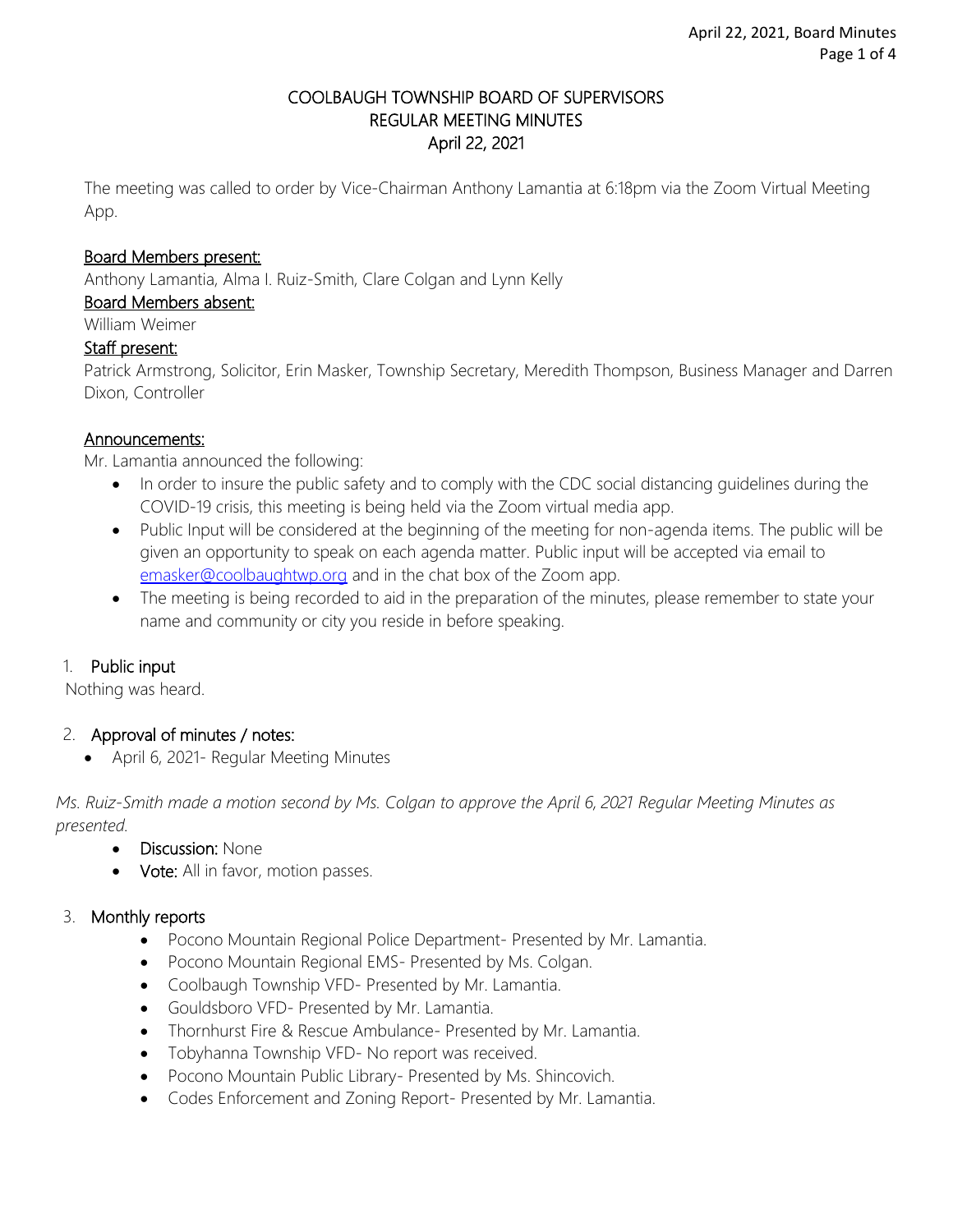# COOLBAUGH TOWNSHIP BOARD OF SUPERVISORS
## REGULAR MEETING MINUTES
## April 22, 2021

The meeting was called to order by Vice-Chairman Anthony Lamantia at 6:18pm via the Zoom Virtual Meeting App.

<u>Board Members present:</u>
Anthony Lamantia, Alma I. Ruiz-Smith, Clare Colgan and Lynn Kelly

<u>Board Members absent:</u>
William Weimer

<u>Staff present:</u>
Patrick Armstrong, Solicitor, Erin Masker, Township Secretary, Meredith Thompson, Business Manager and Darren Dixon, Controller

<u>Announcements:</u>
Mr. Lamantia announced the following:

- In order to insure the public safety and to comply with the CDC social distancing guidelines during the COVID-19 crisis, this meeting is being held via the Zoom virtual media app.
- Public Input will be considered at the beginning of the meeting for non-agenda items. The public will be given an opportunity to speak on each agenda matter. Public input will be accepted via email to emasker@coolbaughtwp.org and in the chat box of the Zoom app.
- The meeting is being recorded to aid in the preparation of the minutes, please remember to state your name and community or city you reside in before speaking.

1. **Public input**

Nothing was heard.

2. **Approval of minutes / notes:**
   - April 6, 2021- Regular Meeting Minutes

*Ms. Ruiz-Smith made a motion second by Ms. Colgan to approve the April 6, 2021 Regular Meeting Minutes as presented.*

- **Discussion:** None
- **Vote:** All in favor, motion passes.

3. **Monthly reports**
   - Pocono Mountain Regional Police Department- Presented by Mr. Lamantia.
   - Pocono Mountain Regional EMS- Presented by Ms. Colgan.
   - Coolbaugh Township VFD- Presented by Mr. Lamantia.
   - Gouldsboro VFD- Presented by Mr. Lamantia.
   - Thornhurst Fire & Rescue Ambulance- Presented by Mr. Lamantia.
   - Tobyhanna Township VFD- No report was received.
   - Pocono Mountain Public Library- Presented by Ms. Shincovich.
   - Codes Enforcement and Zoning Report- Presented by Mr. Lamantia.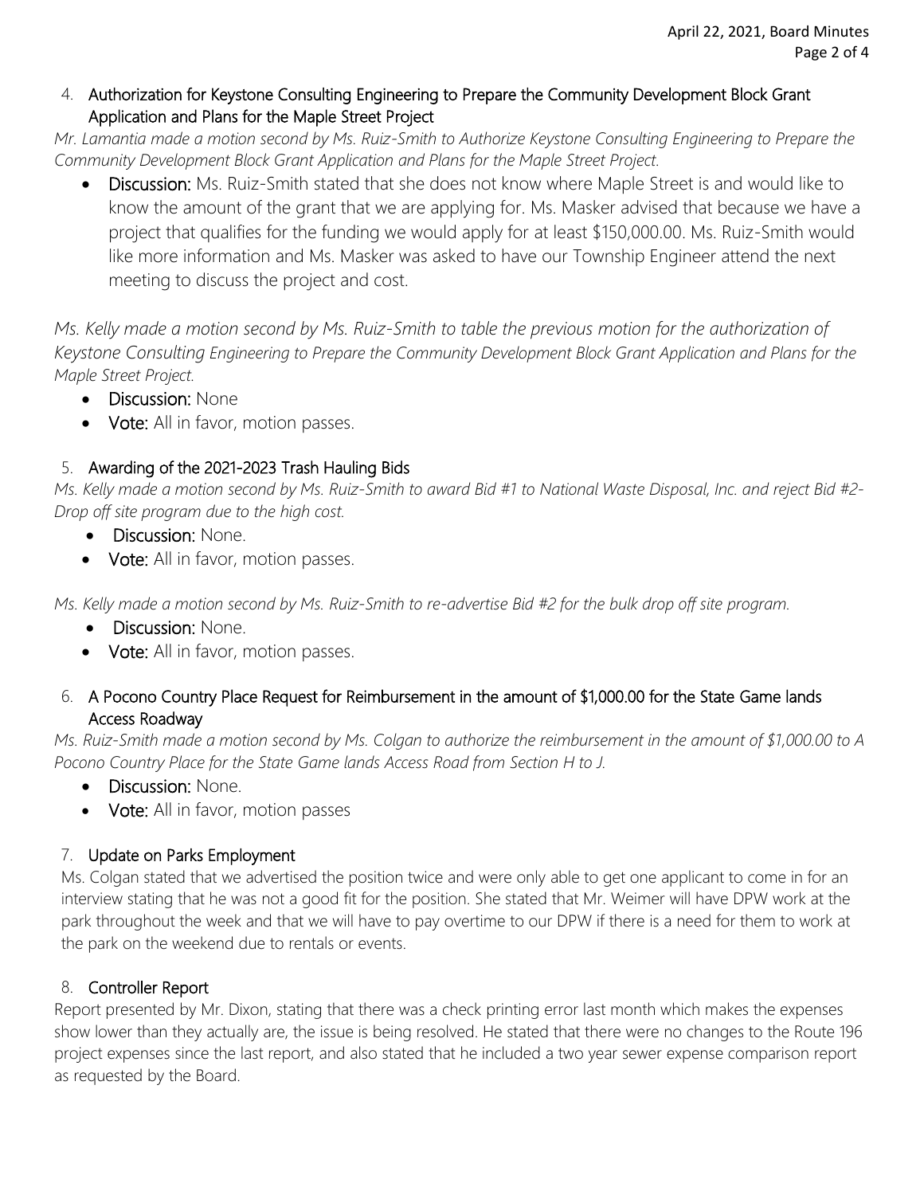4. **Authorization for Keystone Consulting Engineering to Prepare the Community Development Block Grant Application and Plans for the Maple Street Project**

*Mr. Lamantia made a motion second by Ms. Ruiz-Smith to Authorize Keystone Consulting Engineering to Prepare the Community Development Block Grant Application and Plans for the Maple Street Project.*

- **Discussion:** Ms. Ruiz-Smith stated that she does not know where Maple Street is and would like to know the amount of the grant that we are applying for. Ms. Masker advised that because we have a project that qualifies for the funding we would apply for at least $150,000.00. Ms. Ruiz-Smith would like more information and Ms. Masker was asked to have our Township Engineer attend the next meeting to discuss the project and cost.

*Ms. Kelly made a motion second by Ms. Ruiz-Smith to table the previous motion for the authorization of Keystone Consulting Engineering to Prepare the Community Development Block Grant Application and Plans for the Maple Street Project.*

- **Discussion:** None
- **Vote:** All in favor, motion passes.

5. **Awarding of the 2021-2023 Trash Hauling Bids**

*Ms. Kelly made a motion second by Ms. Ruiz-Smith to award Bid #1 to National Waste Disposal, Inc. and reject Bid #2- Drop off site program due to the high cost.*

- **Discussion:** None.
- **Vote:** All in favor, motion passes.

*Ms. Kelly made a motion second by Ms. Ruiz-Smith to re-advertise Bid #2 for the bulk drop off site program.*

- **Discussion:** None.
- **Vote:** All in favor, motion passes.

6. **A Pocono Country Place Request for Reimbursement in the amount of $1,000.00 for the State Game lands Access Roadway**

*Ms. Ruiz-Smith made a motion second by Ms. Colgan to authorize the reimbursement in the amount of $1,000.00 to A Pocono Country Place for the State Game lands Access Road from Section H to J.*

- **Discussion:** None.
- **Vote:** All in favor, motion passes

7. **Update on Parks Employment**

Ms. Colgan stated that we advertised the position twice and were only able to get one applicant to come in for an interview stating that he was not a good fit for the position. She stated that Mr. Weimer will have DPW work at the park throughout the week and that we will have to pay overtime to our DPW if there is a need for them to work at the park on the weekend due to rentals or events.

8. **Controller Report**

Report presented by Mr. Dixon, stating that there was a check printing error last month which makes the expenses show lower than they actually are, the issue is being resolved. He stated that there were no changes to the Route 196 project expenses since the last report, and also stated that he included a two year sewer expense comparison report as requested by the Board.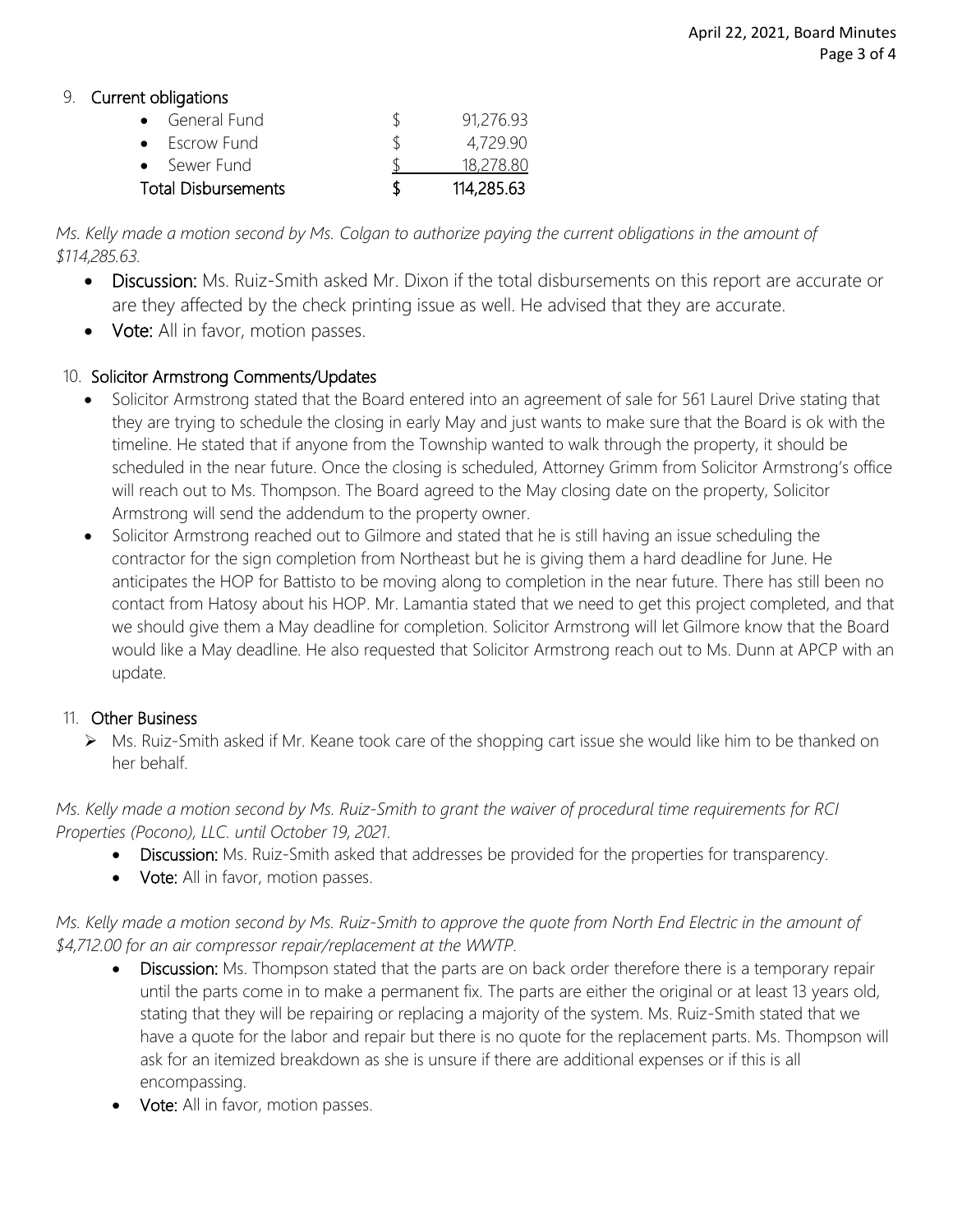## 9. Current obligations

| | | |
|---|---|---|
| • General Fund | $ | 91,276.93 |
| • Escrow Fund | $ | 4,729.90 |
| • Sewer Fund | $ | 18,278.80 |
| **Total Disbursements** | **$** | **114,285.63** |

*Ms. Kelly made a motion second by Ms. Colgan to authorize paying the current obligations in the amount of $114,285.63.*

- **Discussion:** Ms. Ruiz-Smith asked Mr. Dixon if the total disbursements on this report are accurate or are they affected by the check printing issue as well. He advised that they are accurate.
- **Vote:** All in favor, motion passes.

## 10. Solicitor Armstrong Comments/Updates

- Solicitor Armstrong stated that the Board entered into an agreement of sale for 561 Laurel Drive stating that they are trying to schedule the closing in early May and just wants to make sure that the Board is ok with the timeline. He stated that if anyone from the Township wanted to walk through the property, it should be scheduled in the near future. Once the closing is scheduled, Attorney Grimm from Solicitor Armstrong's office will reach out to Ms. Thompson. The Board agreed to the May closing date on the property, Solicitor Armstrong will send the addendum to the property owner.
- Solicitor Armstrong reached out to Gilmore and stated that he is still having an issue scheduling the contractor for the sign completion from Northeast but he is giving them a hard deadline for June. He anticipates the HOP for Battisto to be moving along to completion in the near future. There has still been no contact from Hatosy about his HOP. Mr. Lamantia stated that we need to get this project completed, and that we should give them a May deadline for completion. Solicitor Armstrong will let Gilmore know that the Board would like a May deadline. He also requested that Solicitor Armstrong reach out to Ms. Dunn at APCP with an update.

## 11. Other Business

- Ms. Ruiz-Smith asked if Mr. Keane took care of the shopping cart issue she would like him to be thanked on her behalf.

*Ms. Kelly made a motion second by Ms. Ruiz-Smith to grant the waiver of procedural time requirements for RCI Properties (Pocono), LLC. until October 19, 2021.*

- **Discussion:** Ms. Ruiz-Smith asked that addresses be provided for the properties for transparency.
- **Vote:** All in favor, motion passes.

*Ms. Kelly made a motion second by Ms. Ruiz-Smith to approve the quote from North End Electric in the amount of $4,712.00 for an air compressor repair/replacement at the WWTP.*

- **Discussion:** Ms. Thompson stated that the parts are on back order therefore there is a temporary repair until the parts come in to make a permanent fix. The parts are either the original or at least 13 years old, stating that they will be repairing or replacing a majority of the system. Ms. Ruiz-Smith stated that we have a quote for the labor and repair but there is no quote for the replacement parts. Ms. Thompson will ask for an itemized breakdown as she is unsure if there are additional expenses or if this is all encompassing.
- **Vote:** All in favor, motion passes.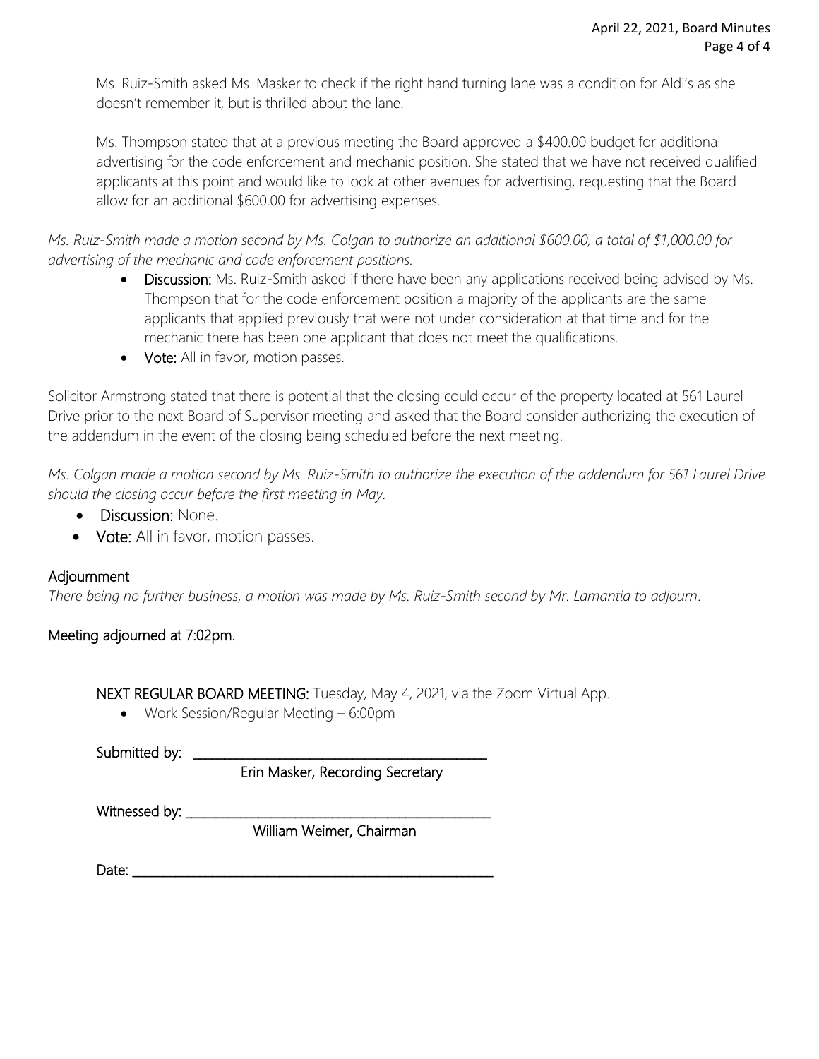Ms. Ruiz-Smith asked Ms. Masker to check if the right hand turning lane was a condition for Aldi's as she doesn't remember it, but is thrilled about the lane.

Ms. Thompson stated that at a previous meeting the Board approved a $400.00 budget for additional advertising for the code enforcement and mechanic position. She stated that we have not received qualified applicants at this point and would like to look at other avenues for advertising, requesting that the Board allow for an additional $600.00 for advertising expenses.

*Ms. Ruiz-Smith made a motion second by Ms. Colgan to authorize an additional $600.00, a total of $1,000.00 for advertising of the mechanic and code enforcement positions.*

- **Discussion:** Ms. Ruiz-Smith asked if there have been any applications received being advised by Ms. Thompson that for the code enforcement position a majority of the applicants are the same applicants that applied previously that were not under consideration at that time and for the mechanic there has been one applicant that does not meet the qualifications.
- **Vote:** All in favor, motion passes.

Solicitor Armstrong stated that there is potential that the closing could occur of the property located at 561 Laurel Drive prior to the next Board of Supervisor meeting and asked that the Board consider authorizing the execution of the addendum in the event of the closing being scheduled before the next meeting.

*Ms. Colgan made a motion second by Ms. Ruiz-Smith to authorize the execution of the addendum for 561 Laurel Drive should the closing occur before the first meeting in May.*

- **Discussion:** None.
- **Vote:** All in favor, motion passes.

## Adjournment

*There being no further business, a motion was made by Ms. Ruiz-Smith second by Mr. Lamantia to adjourn.*

**Meeting adjourned at 7:02pm.**

**NEXT REGULAR BOARD MEETING:** Tuesday, May 4, 2021, via the Zoom Virtual App.

- Work Session/Regular Meeting – 6:00pm

Submitted by: \_\_\_\_\_\_\_\_\_\_\_\_\_\_\_\_\_\_\_\_\_\_\_\_\_\_\_\_\_\_\_\_\_\_\_\_\_\_\_\_
Erin Masker, Recording Secretary

Witnessed by: \_\_\_\_\_\_\_\_\_\_\_\_\_\_\_\_\_\_\_\_\_\_\_\_\_\_\_\_\_\_\_\_\_\_\_\_\_\_\_\_
William Weimer, Chairman

Date: \_\_\_\_\_\_\_\_\_\_\_\_\_\_\_\_\_\_\_\_\_\_\_\_\_\_\_\_\_\_\_\_\_\_\_\_\_\_\_\_\_\_\_\_\_\_\_\_